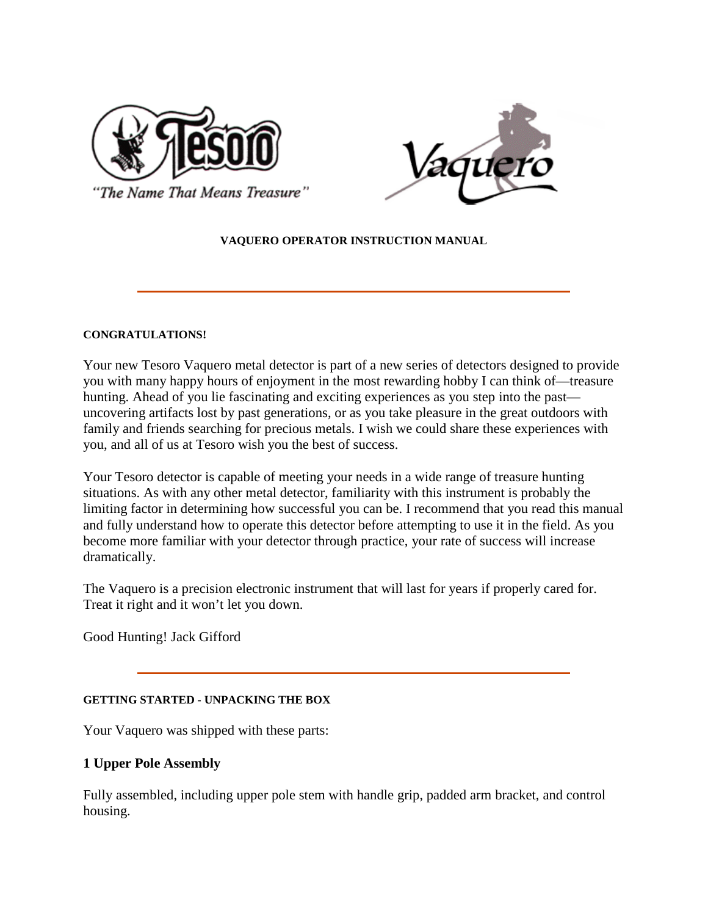"The Name That Means Treasure"

# VAQUERO OPERATOR INSTRUCTION MANUAL

---

## CONGRATULATIONS!

Your new Tesoro Vaquero metal detector is part of a new series of detectors designed to provide you with many happy hours of enjoyment in the most rewarding hobby I can think of—treasure hunting. Ahead of you lie fascinating and exciting experiences as you step into the past—uncovering artifacts lost by past generations, or as you take pleasure in the great outdoors with family and friends searching for precious metals. I wish we could share these experiences with you, and all of us at Tesoro wish you the best of success.

Your Tesoro detector is capable of meeting your needs in a wide range of treasure hunting situations. As with any other metal detector, familiarity with this instrument is probably the limiting factor in determining how successful you can be. I recommend that you read this manual and fully understand how to operate this detector before attempting to use it in the field. As you become more familiar with your detector through practice, your rate of success will increase dramatically.

The Vaquero is a precision electronic instrument that will last for years if properly cared for. Treat it right and it won't let you down.

Good Hunting! Jack Gifford

---

## GETTING STARTED - UNPACKING THE BOX

Your Vaquero was shipped with these parts:

### 1 Upper Pole Assembly

Fully assembled, including upper pole stem with handle grip, padded arm bracket, and control housing.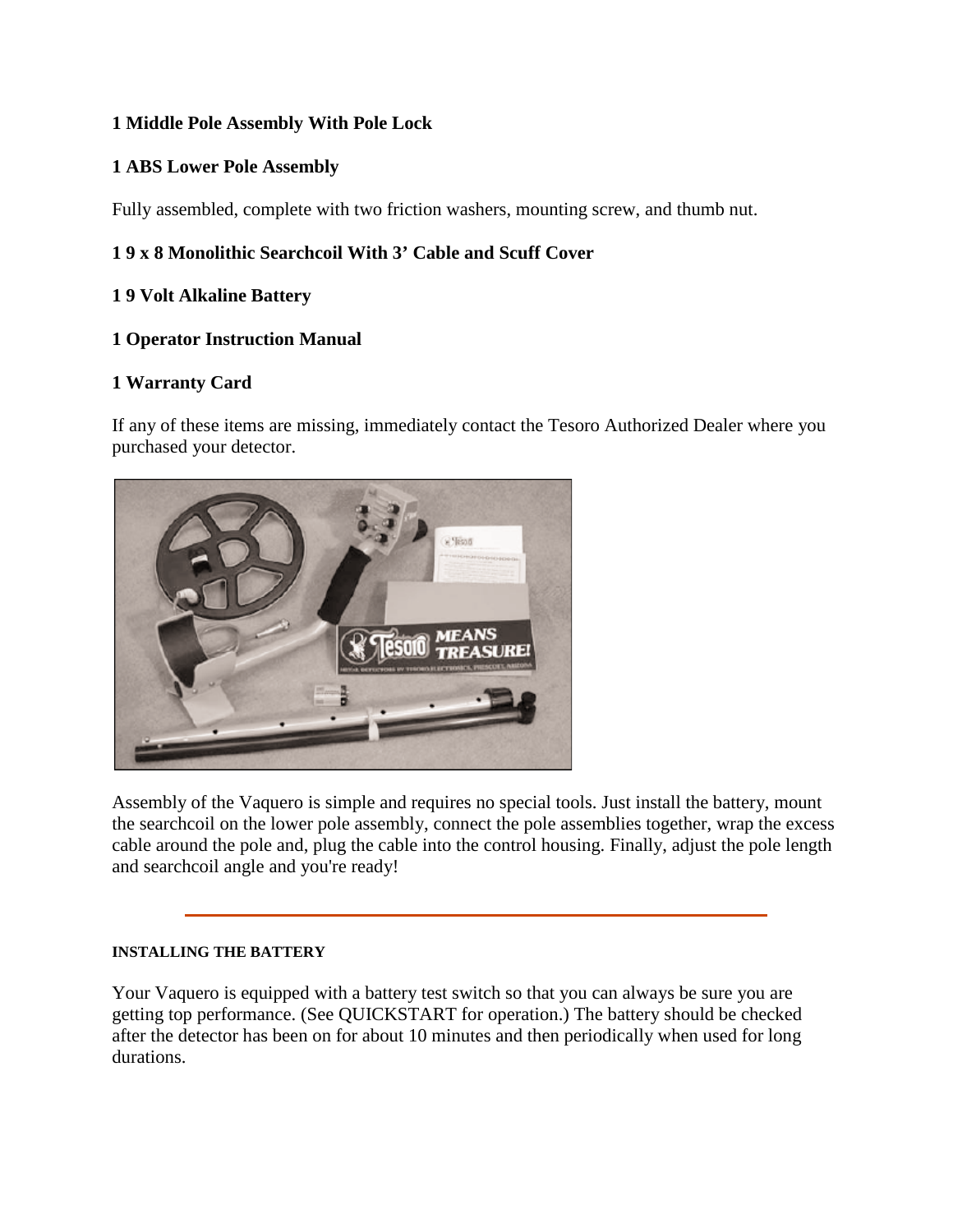**1 Middle Pole Assembly With Pole Lock**

**1 ABS Lower Pole Assembly**

Fully assembled, complete with two friction washers, mounting screw, and thumb nut.

**1 9 x 8 Monolithic Searchcoil With 3' Cable and Scuff Cover**

**1 9 Volt Alkaline Battery**

**1 Operator Instruction Manual**

**1 Warranty Card**

If any of these items are missing, immediately contact the Tesoro Authorized Dealer where you purchased your detector.

Assembly of the Vaquero is simple and requires no special tools. Just install the battery, mount the searchcoil on the lower pole assembly, connect the pole assemblies together, wrap the excess cable around the pole and, plug the cable into the control housing. Finally, adjust the pole length and searchcoil angle and you're ready!

---

#### INSTALLING THE BATTERY

Your Vaquero is equipped with a battery test switch so that you can always be sure you are getting top performance. (See QUICKSTART for operation.) The battery should be checked after the detector has been on for about 10 minutes and then periodically when used for long durations.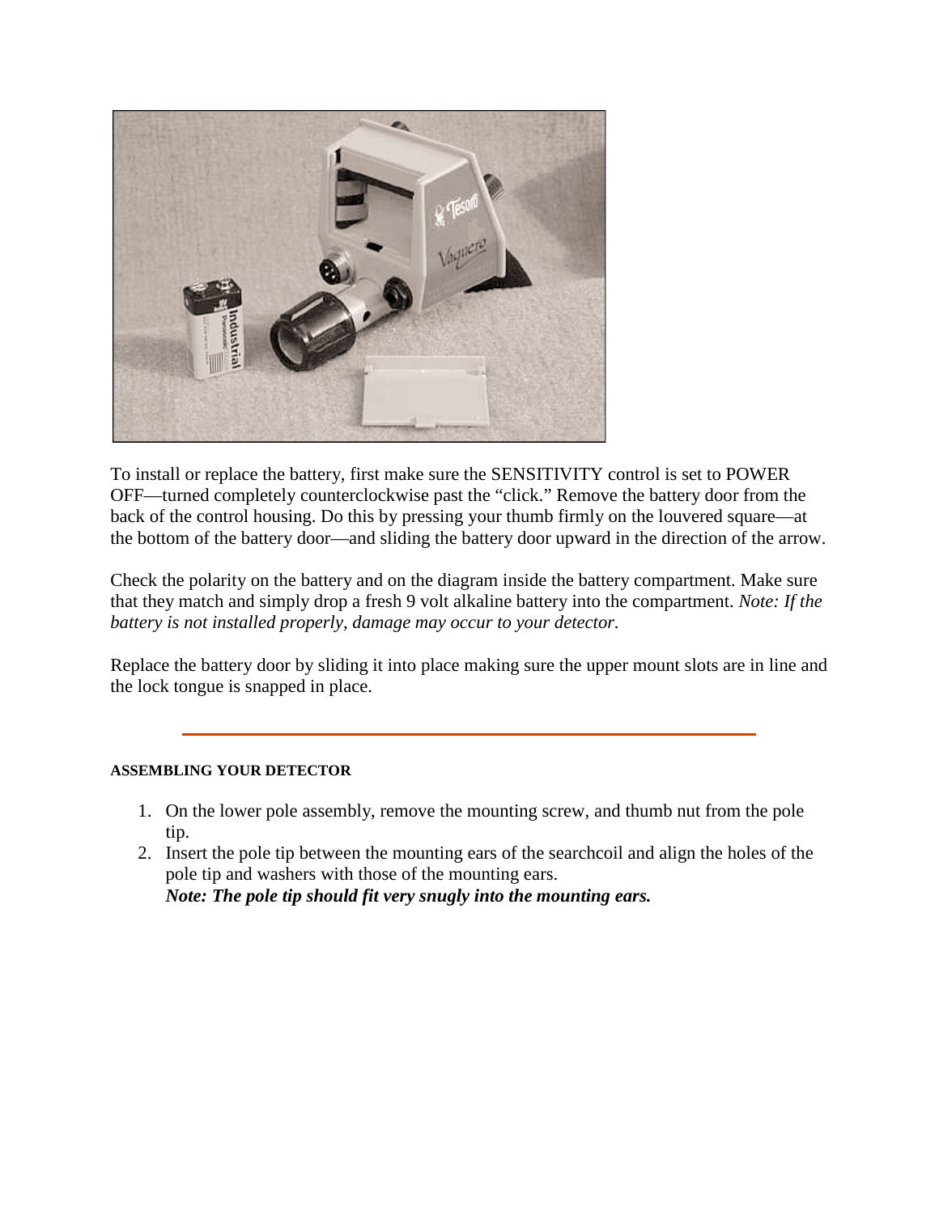To install or replace the battery, first make sure the SENSITIVITY control is set to POWER OFF—turned completely counterclockwise past the "click." Remove the battery door from the back of the control housing. Do this by pressing your thumb firmly on the louvered square—at the bottom of the battery door—and sliding the battery door upward in the direction of the arrow.

Check the polarity on the battery and on the diagram inside the battery compartment. Make sure that they match and simply drop a fresh 9 volt alkaline battery into the compartment. *Note: If the battery is not installed properly, damage may occur to your detector.*

Replace the battery door by sliding it into place making sure the upper mount slots are in line and the lock tongue is snapped in place.

---

#### ASSEMBLING YOUR DETECTOR

1. On the lower pole assembly, remove the mounting screw, and thumb nut from the pole tip.
2. Insert the pole tip between the mounting ears of the searchcoil and align the holes of the pole tip and washers with those of the mounting ears.
   ***Note: The pole tip should fit very snugly into the mounting ears.***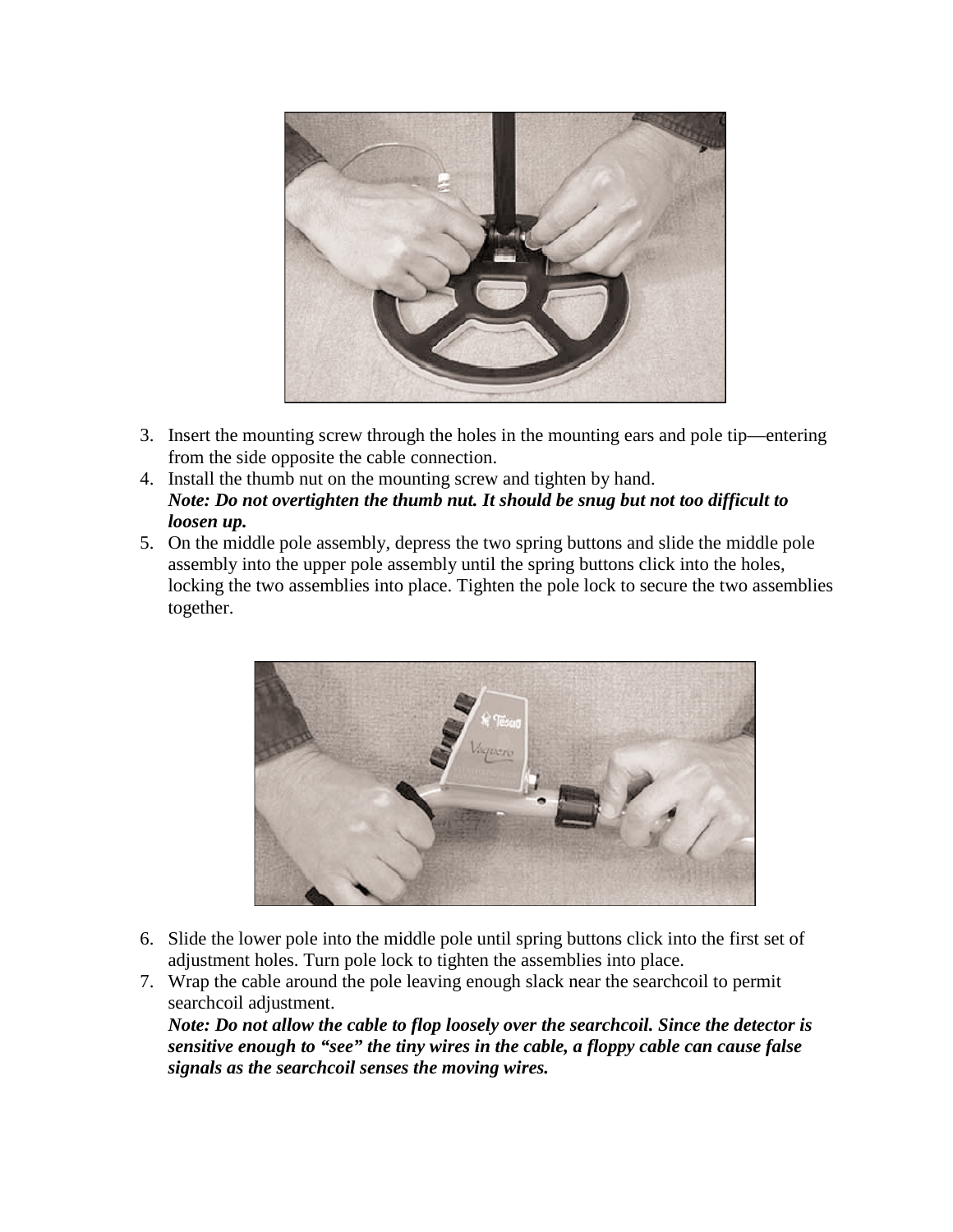3. Insert the mounting screw through the holes in the mounting ears and pole tip—entering from the side opposite the cable connection.
4. Install the thumb nut on the mounting screw and tighten by hand.
   ***Note: Do not overtighten the thumb nut. It should be snug but not too difficult to loosen up.***
5. On the middle pole assembly, depress the two spring buttons and slide the middle pole assembly into the upper pole assembly until the spring buttons click into the holes, locking the two assemblies into place. Tighten the pole lock to secure the two assemblies together.
6. Slide the lower pole into the middle pole until spring buttons click into the first set of adjustment holes. Turn pole lock to tighten the assemblies into place.
7. Wrap the cable around the pole leaving enough slack near the searchcoil to permit searchcoil adjustment.
   ***Note: Do not allow the cable to flop loosely over the searchcoil. Since the detector is sensitive enough to "see" the tiny wires in the cable, a floppy cable can cause false signals as the searchcoil senses the moving wires.***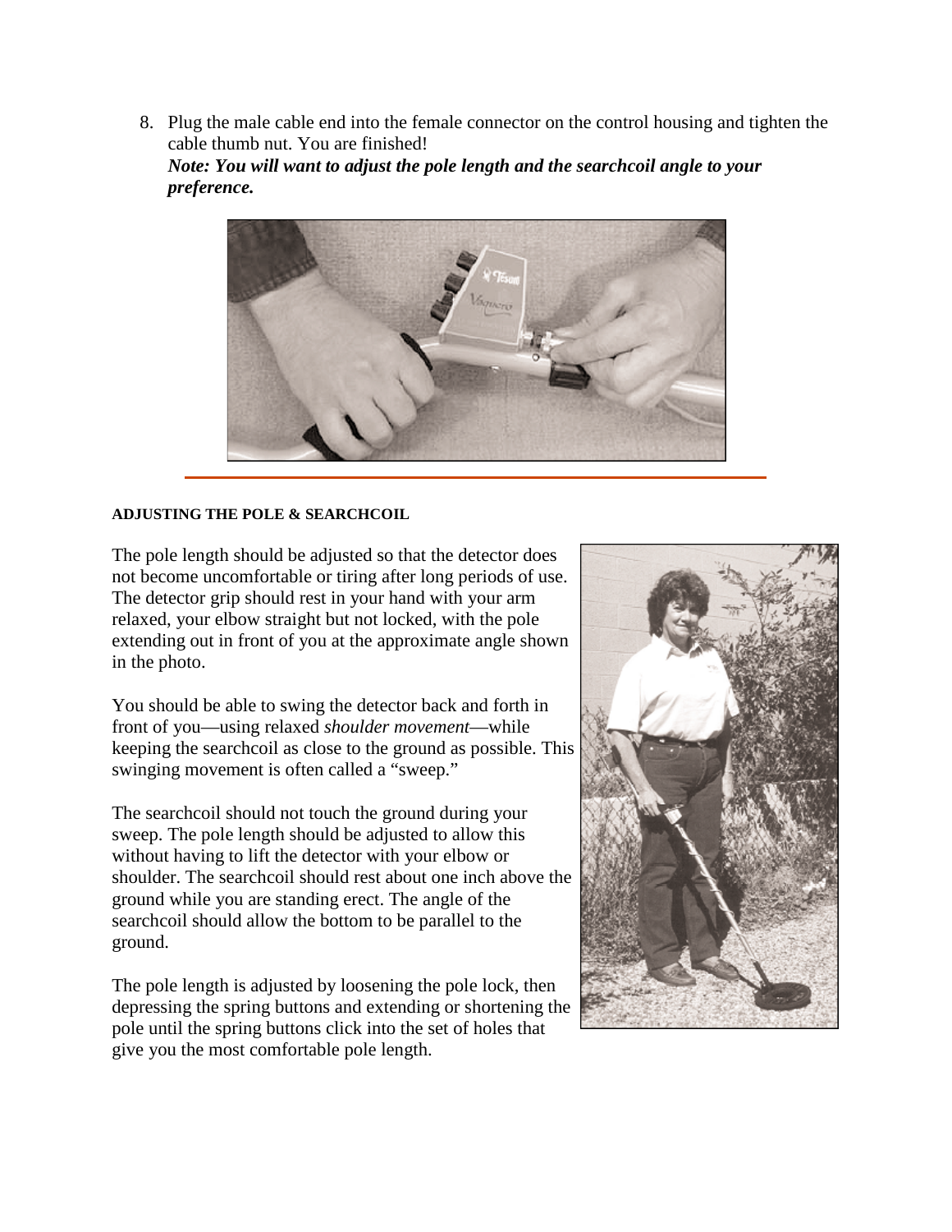8. Plug the male cable end into the female connector on the control housing and tighten the cable thumb nut. You are finished!
   ***Note: You will want to adjust the pole length and the searchcoil angle to your preference.***

---

**ADJUSTING THE POLE & SEARCHCOIL**

The pole length should be adjusted so that the detector does not become uncomfortable or tiring after long periods of use. The detector grip should rest in your hand with your arm relaxed, your elbow straight but not locked, with the pole extending out in front of you at the approximate angle shown in the photo.

You should be able to swing the detector back and forth in front of you—using relaxed *shoulder movement*—while keeping the searchcoil as close to the ground as possible. This swinging movement is often called a "sweep."

The searchcoil should not touch the ground during your sweep. The pole length should be adjusted to allow this without having to lift the detector with your elbow or shoulder. The searchcoil should rest about one inch above the ground while you are standing erect. The angle of the searchcoil should allow the bottom to be parallel to the ground.

The pole length is adjusted by loosening the pole lock, then depressing the spring buttons and extending or shortening the pole until the spring buttons click into the set of holes that give you the most comfortable pole length.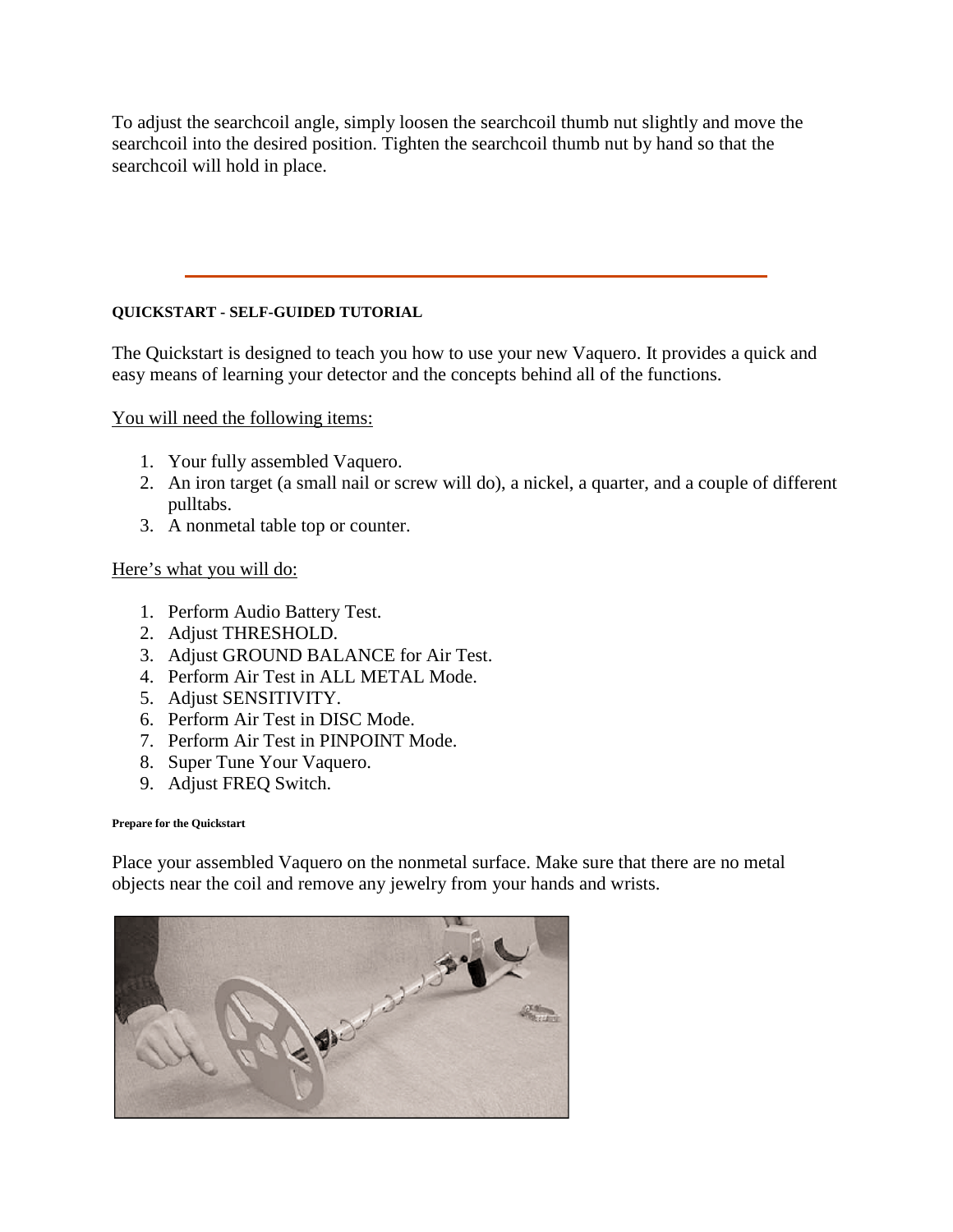To adjust the searchcoil angle, simply loosen the searchcoil thumb nut slightly and move the searchcoil into the desired position. Tighten the searchcoil thumb nut by hand so that the searchcoil will hold in place.

---

## QUICKSTART - SELF-GUIDED TUTORIAL

The Quickstart is designed to teach you how to use your new Vaquero. It provides a quick and easy means of learning your detector and the concepts behind all of the functions.

You will need the following items:

1. Your fully assembled Vaquero.
2. An iron target (a small nail or screw will do), a nickel, a quarter, and a couple of different pulltabs.
3. A nonmetal table top or counter.

Here's what you will do:

1. Perform Audio Battery Test.
2. Adjust THRESHOLD.
3. Adjust GROUND BALANCE for Air Test.
4. Perform Air Test in ALL METAL Mode.
5. Adjust SENSITIVITY.
6. Perform Air Test in DISC Mode.
7. Perform Air Test in PINPOINT Mode.
8. Super Tune Your Vaquero.
9. Adjust FREQ Switch.

#### Prepare for the Quickstart

Place your assembled Vaquero on the nonmetal surface. Make sure that there are no metal objects near the coil and remove any jewelry from your hands and wrists.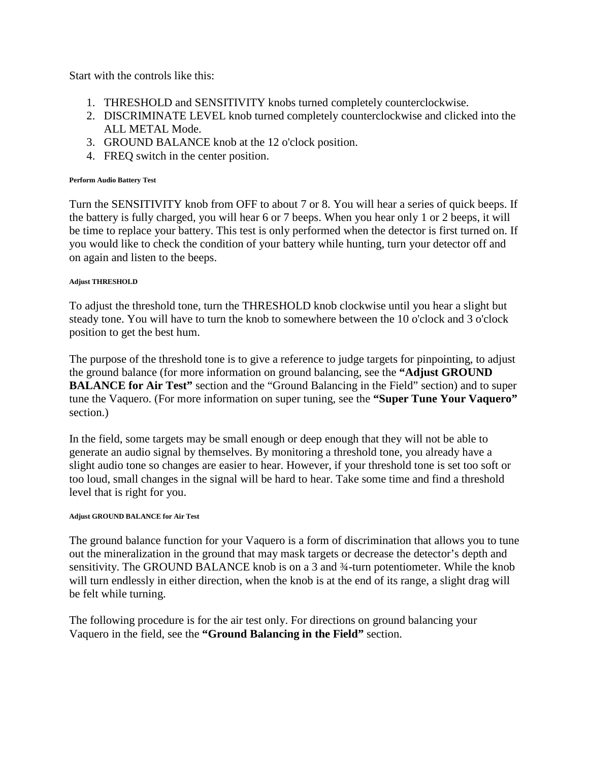Start with the controls like this:

1. THRESHOLD and SENSITIVITY knobs turned completely counterclockwise.
2. DISCRIMINATE LEVEL knob turned completely counterclockwise and clicked into the ALL METAL Mode.
3. GROUND BALANCE knob at the 12 o'clock position.
4. FREQ switch in the center position.

##### Perform Audio Battery Test

Turn the SENSITIVITY knob from OFF to about 7 or 8. You will hear a series of quick beeps. If the battery is fully charged, you will hear 6 or 7 beeps. When you hear only 1 or 2 beeps, it will be time to replace your battery. This test is only performed when the detector is first turned on. If you would like to check the condition of your battery while hunting, turn your detector off and on again and listen to the beeps.

##### Adjust THRESHOLD

To adjust the threshold tone, turn the THRESHOLD knob clockwise until you hear a slight but steady tone. You will have to turn the knob to somewhere between the 10 o'clock and 3 o'clock position to get the best hum.

The purpose of the threshold tone is to give a reference to judge targets for pinpointing, to adjust the ground balance (for more information on ground balancing, see the **"Adjust GROUND BALANCE for Air Test"** section and the "Ground Balancing in the Field" section) and to super tune the Vaquero. (For more information on super tuning, see the **"Super Tune Your Vaquero"** section.)

In the field, some targets may be small enough or deep enough that they will not be able to generate an audio signal by themselves. By monitoring a threshold tone, you already have a slight audio tone so changes are easier to hear. However, if your threshold tone is set too soft or too loud, small changes in the signal will be hard to hear. Take some time and find a threshold level that is right for you.

##### Adjust GROUND BALANCE for Air Test

The ground balance function for your Vaquero is a form of discrimination that allows you to tune out the mineralization in the ground that may mask targets or decrease the detector's depth and sensitivity. The GROUND BALANCE knob is on a 3 and ¾-turn potentiometer. While the knob will turn endlessly in either direction, when the knob is at the end of its range, a slight drag will be felt while turning.

The following procedure is for the air test only. For directions on ground balancing your Vaquero in the field, see the **"Ground Balancing in the Field"** section.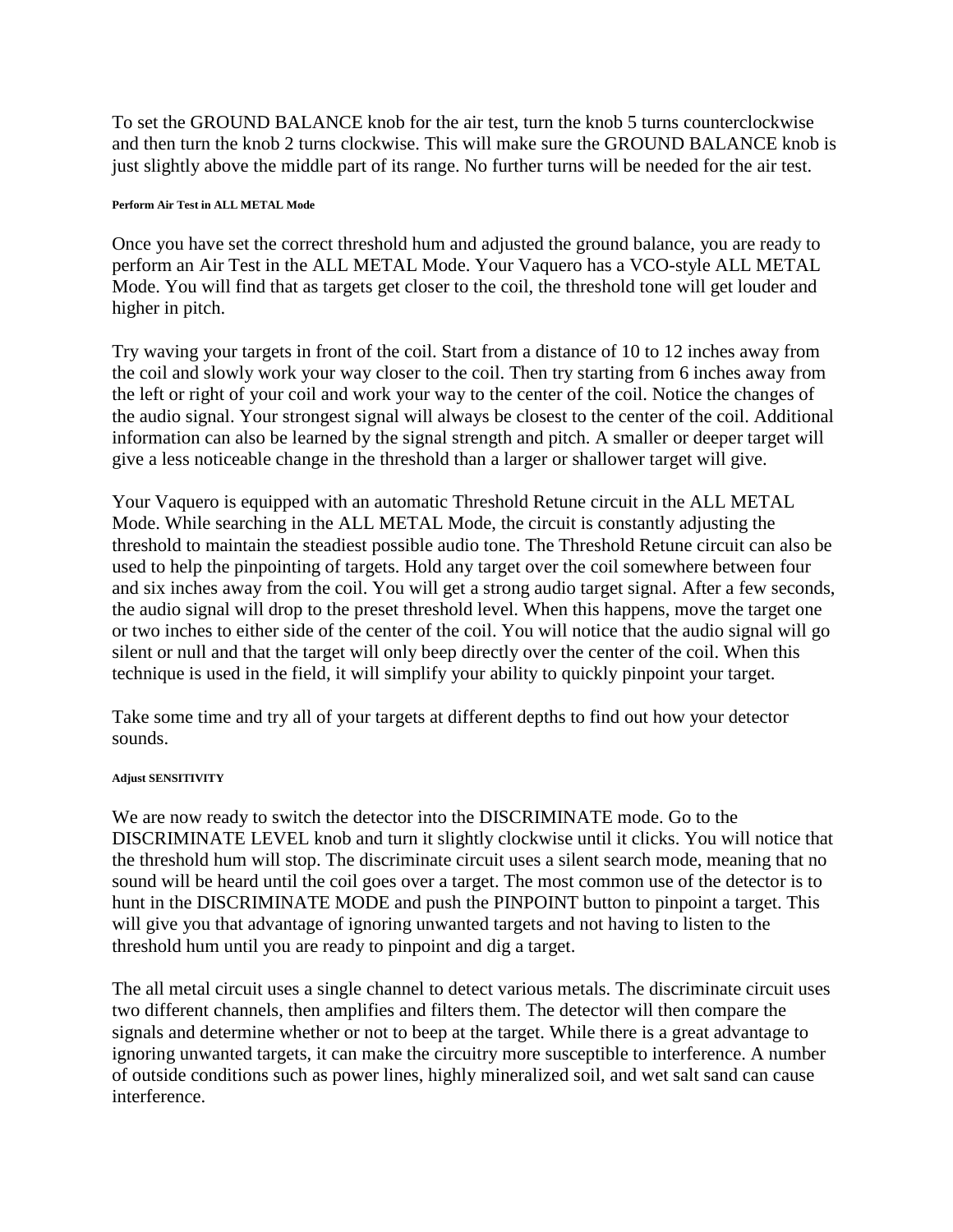To set the GROUND BALANCE knob for the air test, turn the knob 5 turns counterclockwise and then turn the knob 2 turns clockwise. This will make sure the GROUND BALANCE knob is just slightly above the middle part of its range. No further turns will be needed for the air test.

#### Perform Air Test in ALL METAL Mode

Once you have set the correct threshold hum and adjusted the ground balance, you are ready to perform an Air Test in the ALL METAL Mode. Your Vaquero has a VCO-style ALL METAL Mode. You will find that as targets get closer to the coil, the threshold tone will get louder and higher in pitch.

Try waving your targets in front of the coil. Start from a distance of 10 to 12 inches away from the coil and slowly work your way closer to the coil. Then try starting from 6 inches away from the left or right of your coil and work your way to the center of the coil. Notice the changes of the audio signal. Your strongest signal will always be closest to the center of the coil. Additional information can also be learned by the signal strength and pitch. A smaller or deeper target will give a less noticeable change in the threshold than a larger or shallower target will give.

Your Vaquero is equipped with an automatic Threshold Retune circuit in the ALL METAL Mode. While searching in the ALL METAL Mode, the circuit is constantly adjusting the threshold to maintain the steadiest possible audio tone. The Threshold Retune circuit can also be used to help the pinpointing of targets. Hold any target over the coil somewhere between four and six inches away from the coil. You will get a strong audio target signal. After a few seconds, the audio signal will drop to the preset threshold level. When this happens, move the target one or two inches to either side of the center of the coil. You will notice that the audio signal will go silent or null and that the target will only beep directly over the center of the coil. When this technique is used in the field, it will simplify your ability to quickly pinpoint your target.

Take some time and try all of your targets at different depths to find out how your detector sounds.

#### Adjust SENSITIVITY

We are now ready to switch the detector into the DISCRIMINATE mode. Go to the DISCRIMINATE LEVEL knob and turn it slightly clockwise until it clicks. You will notice that the threshold hum will stop. The discriminate circuit uses a silent search mode, meaning that no sound will be heard until the coil goes over a target. The most common use of the detector is to hunt in the DISCRIMINATE MODE and push the PINPOINT button to pinpoint a target. This will give you that advantage of ignoring unwanted targets and not having to listen to the threshold hum until you are ready to pinpoint and dig a target.

The all metal circuit uses a single channel to detect various metals. The discriminate circuit uses two different channels, then amplifies and filters them. The detector will then compare the signals and determine whether or not to beep at the target. While there is a great advantage to ignoring unwanted targets, it can make the circuitry more susceptible to interference. A number of outside conditions such as power lines, highly mineralized soil, and wet salt sand can cause interference.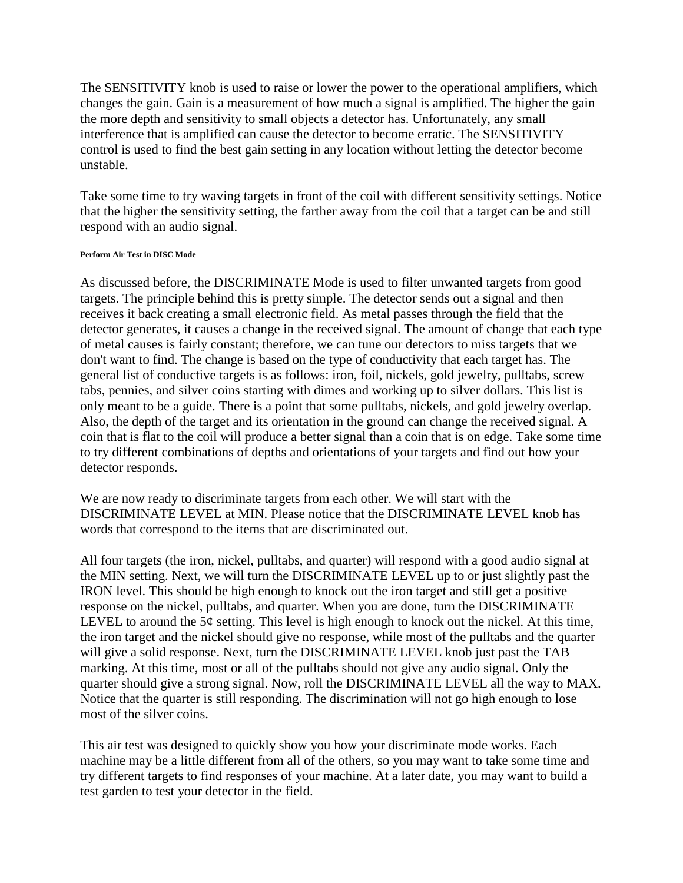The SENSITIVITY knob is used to raise or lower the power to the operational amplifiers, which changes the gain. Gain is a measurement of how much a signal is amplified. The higher the gain the more depth and sensitivity to small objects a detector has. Unfortunately, any small interference that is amplified can cause the detector to become erratic. The SENSITIVITY control is used to find the best gain setting in any location without letting the detector become unstable.

Take some time to try waving targets in front of the coil with different sensitivity settings. Notice that the higher the sensitivity setting, the farther away from the coil that a target can be and still respond with an audio signal.

#### Perform Air Test in DISC Mode

As discussed before, the DISCRIMINATE Mode is used to filter unwanted targets from good targets. The principle behind this is pretty simple. The detector sends out a signal and then receives it back creating a small electronic field. As metal passes through the field that the detector generates, it causes a change in the received signal. The amount of change that each type of metal causes is fairly constant; therefore, we can tune our detectors to miss targets that we don't want to find. The change is based on the type of conductivity that each target has. The general list of conductive targets is as follows: iron, foil, nickels, gold jewelry, pulltabs, screw tabs, pennies, and silver coins starting with dimes and working up to silver dollars. This list is only meant to be a guide. There is a point that some pulltabs, nickels, and gold jewelry overlap. Also, the depth of the target and its orientation in the ground can change the received signal. A coin that is flat to the coil will produce a better signal than a coin that is on edge. Take some time to try different combinations of depths and orientations of your targets and find out how your detector responds.

We are now ready to discriminate targets from each other. We will start with the DISCRIMINATE LEVEL at MIN. Please notice that the DISCRIMINATE LEVEL knob has words that correspond to the items that are discriminated out.

All four targets (the iron, nickel, pulltabs, and quarter) will respond with a good audio signal at the MIN setting. Next, we will turn the DISCRIMINATE LEVEL up to or just slightly past the IRON level. This should be high enough to knock out the iron target and still get a positive response on the nickel, pulltabs, and quarter. When you are done, turn the DISCRIMINATE LEVEL to around the 5¢ setting. This level is high enough to knock out the nickel. At this time, the iron target and the nickel should give no response, while most of the pulltabs and the quarter will give a solid response. Next, turn the DISCRIMINATE LEVEL knob just past the TAB marking. At this time, most or all of the pulltabs should not give any audio signal. Only the quarter should give a strong signal. Now, roll the DISCRIMINATE LEVEL all the way to MAX. Notice that the quarter is still responding. The discrimination will not go high enough to lose most of the silver coins.

This air test was designed to quickly show you how your discriminate mode works. Each machine may be a little different from all of the others, so you may want to take some time and try different targets to find responses of your machine. At a later date, you may want to build a test garden to test your detector in the field.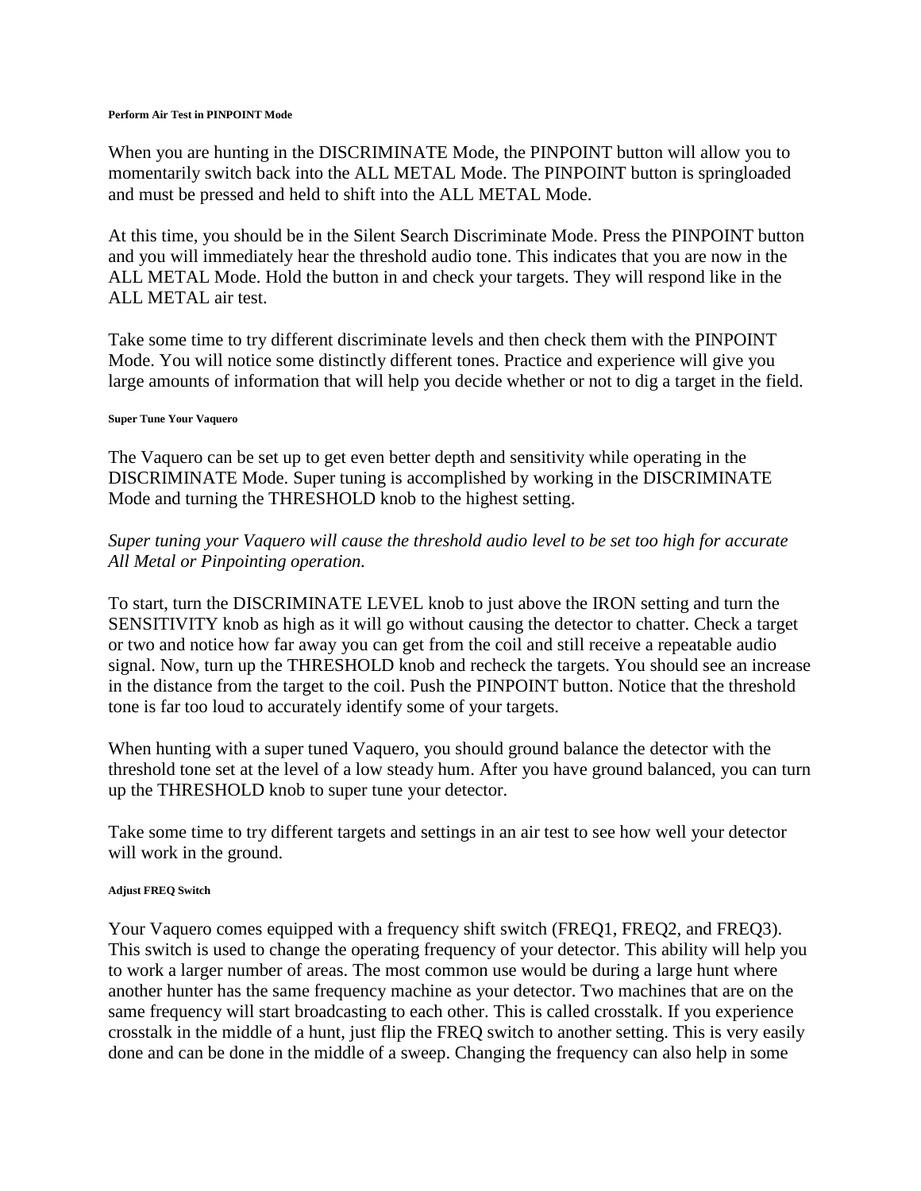#### Perform Air Test in PINPOINT Mode

When you are hunting in the DISCRIMINATE Mode, the PINPOINT button will allow you to momentarily switch back into the ALL METAL Mode. The PINPOINT button is springloaded and must be pressed and held to shift into the ALL METAL Mode.

At this time, you should be in the Silent Search Discriminate Mode. Press the PINPOINT button and you will immediately hear the threshold audio tone. This indicates that you are now in the ALL METAL Mode. Hold the button in and check your targets. They will respond like in the ALL METAL air test.

Take some time to try different discriminate levels and then check them with the PINPOINT Mode. You will notice some distinctly different tones. Practice and experience will give you large amounts of information that will help you decide whether or not to dig a target in the field.

#### Super Tune Your Vaquero

The Vaquero can be set up to get even better depth and sensitivity while operating in the DISCRIMINATE Mode. Super tuning is accomplished by working in the DISCRIMINATE Mode and turning the THRESHOLD knob to the highest setting.

*Super tuning your Vaquero will cause the threshold audio level to be set too high for accurate All Metal or Pinpointing operation.*

To start, turn the DISCRIMINATE LEVEL knob to just above the IRON setting and turn the SENSITIVITY knob as high as it will go without causing the detector to chatter. Check a target or two and notice how far away you can get from the coil and still receive a repeatable audio signal. Now, turn up the THRESHOLD knob and recheck the targets. You should see an increase in the distance from the target to the coil. Push the PINPOINT button. Notice that the threshold tone is far too loud to accurately identify some of your targets.

When hunting with a super tuned Vaquero, you should ground balance the detector with the threshold tone set at the level of a low steady hum. After you have ground balanced, you can turn up the THRESHOLD knob to super tune your detector.

Take some time to try different targets and settings in an air test to see how well your detector will work in the ground.

#### Adjust FREQ Switch

Your Vaquero comes equipped with a frequency shift switch (FREQ1, FREQ2, and FREQ3). This switch is used to change the operating frequency of your detector. This ability will help you to work a larger number of areas. The most common use would be during a large hunt where another hunter has the same frequency machine as your detector. Two machines that are on the same frequency will start broadcasting to each other. This is called crosstalk. If you experience crosstalk in the middle of a hunt, just flip the FREQ switch to another setting. This is very easily done and can be done in the middle of a sweep. Changing the frequency can also help in some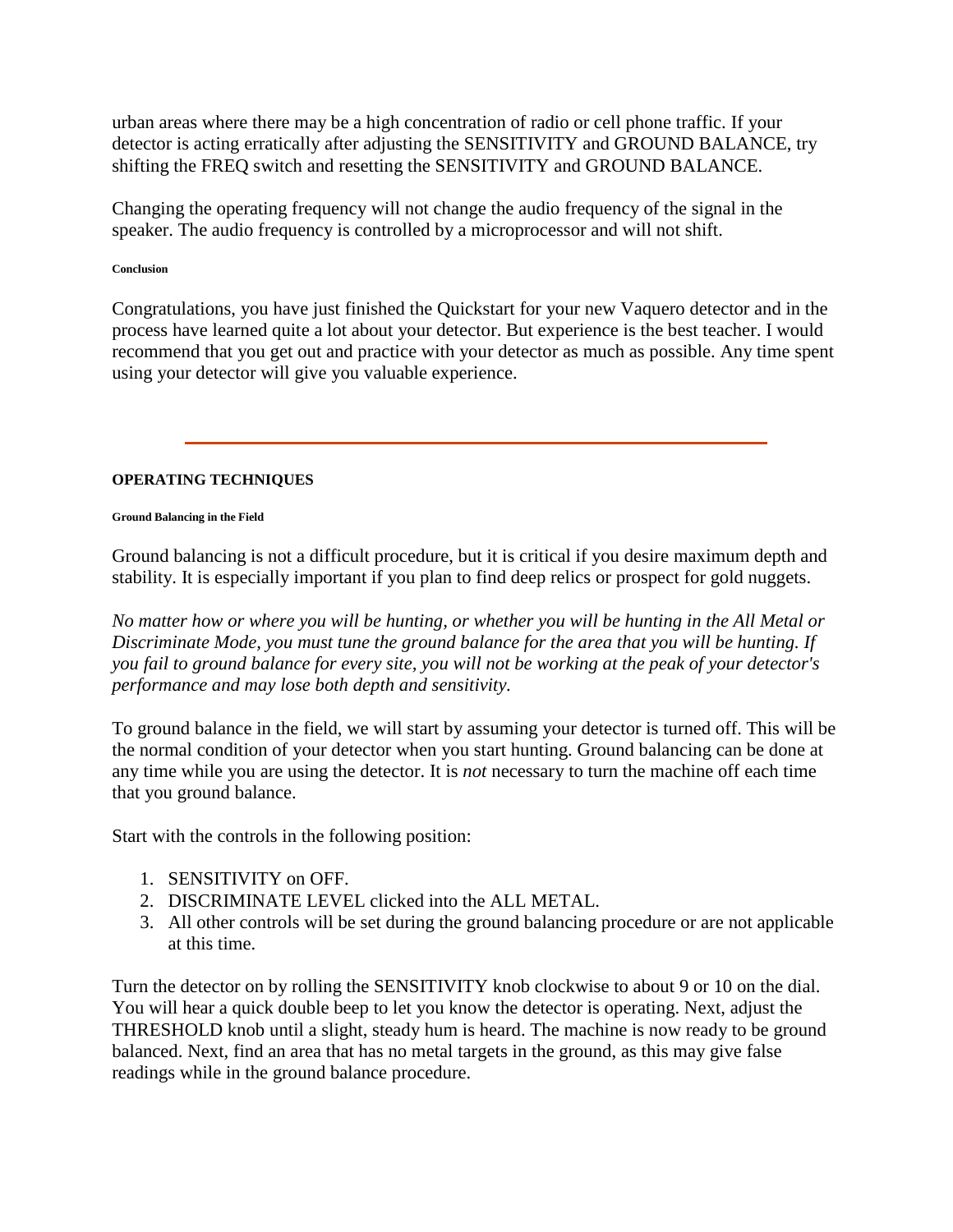urban areas where there may be a high concentration of radio or cell phone traffic. If your detector is acting erratically after adjusting the SENSITIVITY and GROUND BALANCE, try shifting the FREQ switch and resetting the SENSITIVITY and GROUND BALANCE.

Changing the operating frequency will not change the audio frequency of the signal in the speaker. The audio frequency is controlled by a microprocessor and will not shift.

#### Conclusion

Congratulations, you have just finished the Quickstart for your new Vaquero detector and in the process have learned quite a lot about your detector. But experience is the best teacher. I would recommend that you get out and practice with your detector as much as possible. Any time spent using your detector will give you valuable experience.

---

### OPERATING TECHNIQUES

#### Ground Balancing in the Field

Ground balancing is not a difficult procedure, but it is critical if you desire maximum depth and stability. It is especially important if you plan to find deep relics or prospect for gold nuggets.

*No matter how or where you will be hunting, or whether you will be hunting in the All Metal or Discriminate Mode, you must tune the ground balance for the area that you will be hunting. If you fail to ground balance for every site, you will not be working at the peak of your detector's performance and may lose both depth and sensitivity.*

To ground balance in the field, we will start by assuming your detector is turned off. This will be the normal condition of your detector when you start hunting. Ground balancing can be done at any time while you are using the detector. It is *not* necessary to turn the machine off each time that you ground balance.

Start with the controls in the following position:

1. SENSITIVITY on OFF.
2. DISCRIMINATE LEVEL clicked into the ALL METAL.
3. All other controls will be set during the ground balancing procedure or are not applicable at this time.

Turn the detector on by rolling the SENSITIVITY knob clockwise to about 9 or 10 on the dial. You will hear a quick double beep to let you know the detector is operating. Next, adjust the THRESHOLD knob until a slight, steady hum is heard. The machine is now ready to be ground balanced. Next, find an area that has no metal targets in the ground, as this may give false readings while in the ground balance procedure.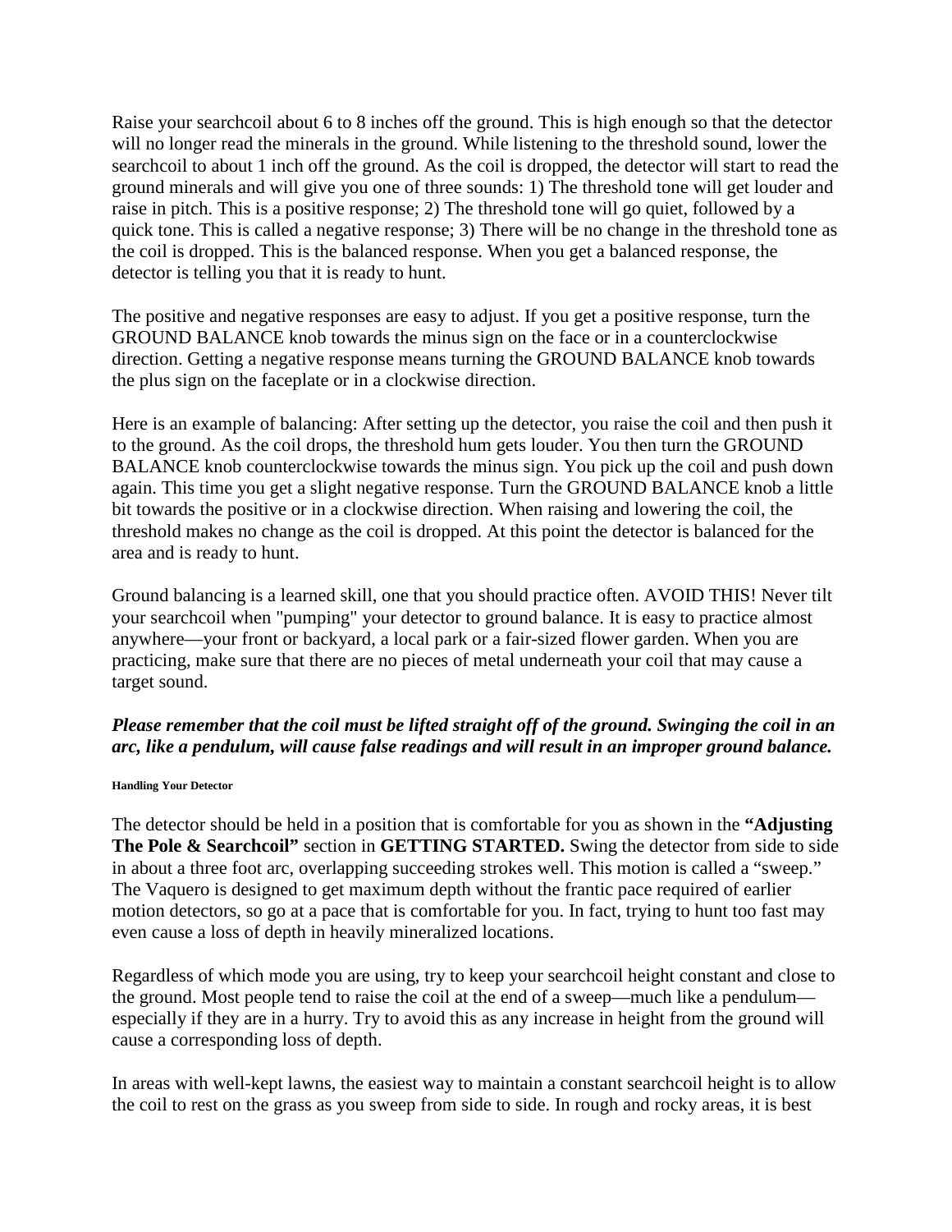Raise your searchcoil about 6 to 8 inches off the ground. This is high enough so that the detector will no longer read the minerals in the ground. While listening to the threshold sound, lower the searchcoil to about 1 inch off the ground. As the coil is dropped, the detector will start to read the ground minerals and will give you one of three sounds: 1) The threshold tone will get louder and raise in pitch. This is a positive response; 2) The threshold tone will go quiet, followed by a quick tone. This is called a negative response; 3) There will be no change in the threshold tone as the coil is dropped. This is the balanced response. When you get a balanced response, the detector is telling you that it is ready to hunt.

The positive and negative responses are easy to adjust. If you get a positive response, turn the GROUND BALANCE knob towards the minus sign on the face or in a counterclockwise direction. Getting a negative response means turning the GROUND BALANCE knob towards the plus sign on the faceplate or in a clockwise direction.

Here is an example of balancing: After setting up the detector, you raise the coil and then push it to the ground. As the coil drops, the threshold hum gets louder. You then turn the GROUND BALANCE knob counterclockwise towards the minus sign. You pick up the coil and push down again. This time you get a slight negative response. Turn the GROUND BALANCE knob a little bit towards the positive or in a clockwise direction. When raising and lowering the coil, the threshold makes no change as the coil is dropped. At this point the detector is balanced for the area and is ready to hunt.

Ground balancing is a learned skill, one that you should practice often. AVOID THIS! Never tilt your searchcoil when "pumping" your detector to ground balance. It is easy to practice almost anywhere—your front or backyard, a local park or a fair-sized flower garden. When you are practicing, make sure that there are no pieces of metal underneath your coil that may cause a target sound.

***Please remember that the coil must be lifted straight off of the ground. Swinging the coil in an arc, like a pendulum, will cause false readings and will result in an improper ground balance.***

#### Handling Your Detector

The detector should be held in a position that is comfortable for you as shown in the **"Adjusting The Pole & Searchcoil"** section in **GETTING STARTED.** Swing the detector from side to side in about a three foot arc, overlapping succeeding strokes well. This motion is called a "sweep." The Vaquero is designed to get maximum depth without the frantic pace required of earlier motion detectors, so go at a pace that is comfortable for you. In fact, trying to hunt too fast may even cause a loss of depth in heavily mineralized locations.

Regardless of which mode you are using, try to keep your searchcoil height constant and close to the ground. Most people tend to raise the coil at the end of a sweep—much like a pendulum—especially if they are in a hurry. Try to avoid this as any increase in height from the ground will cause a corresponding loss of depth.

In areas with well-kept lawns, the easiest way to maintain a constant searchcoil height is to allow the coil to rest on the grass as you sweep from side to side. In rough and rocky areas, it is best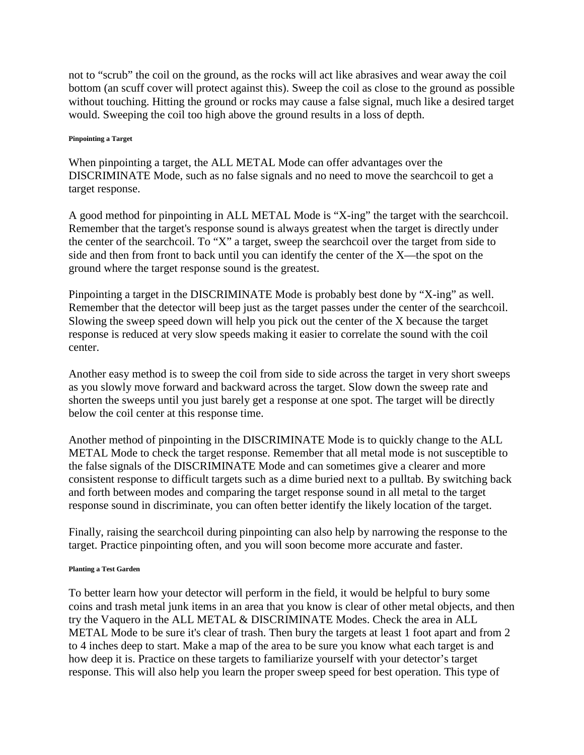not to “scrub” the coil on the ground, as the rocks will act like abrasives and wear away the coil bottom (an scuff cover will protect against this). Sweep the coil as close to the ground as possible without touching. Hitting the ground or rocks may cause a false signal, much like a desired target would. Sweeping the coil too high above the ground results in a loss of depth.

#### Pinpointing a Target

When pinpointing a target, the ALL METAL Mode can offer advantages over the DISCRIMINATE Mode, such as no false signals and no need to move the searchcoil to get a target response.

A good method for pinpointing in ALL METAL Mode is “X-ing” the target with the searchcoil. Remember that the target's response sound is always greatest when the target is directly under the center of the searchcoil. To “X” a target, sweep the searchcoil over the target from side to side and then from front to back until you can identify the center of the X—the spot on the ground where the target response sound is the greatest.

Pinpointing a target in the DISCRIMINATE Mode is probably best done by “X-ing” as well. Remember that the detector will beep just as the target passes under the center of the searchcoil. Slowing the sweep speed down will help you pick out the center of the X because the target response is reduced at very slow speeds making it easier to correlate the sound with the coil center.

Another easy method is to sweep the coil from side to side across the target in very short sweeps as you slowly move forward and backward across the target. Slow down the sweep rate and shorten the sweeps until you just barely get a response at one spot. The target will be directly below the coil center at this response time.

Another method of pinpointing in the DISCRIMINATE Mode is to quickly change to the ALL METAL Mode to check the target response. Remember that all metal mode is not susceptible to the false signals of the DISCRIMINATE Mode and can sometimes give a clearer and more consistent response to difficult targets such as a dime buried next to a pulltab. By switching back and forth between modes and comparing the target response sound in all metal to the target response sound in discriminate, you can often better identify the likely location of the target.

Finally, raising the searchcoil during pinpointing can also help by narrowing the response to the target. Practice pinpointing often, and you will soon become more accurate and faster.

#### Planting a Test Garden

To better learn how your detector will perform in the field, it would be helpful to bury some coins and trash metal junk items in an area that you know is clear of other metal objects, and then try the Vaquero in the ALL METAL & DISCRIMINATE Modes. Check the area in ALL METAL Mode to be sure it's clear of trash. Then bury the targets at least 1 foot apart and from 2 to 4 inches deep to start. Make a map of the area to be sure you know what each target is and how deep it is. Practice on these targets to familiarize yourself with your detector’s target response. This will also help you learn the proper sweep speed for best operation. This type of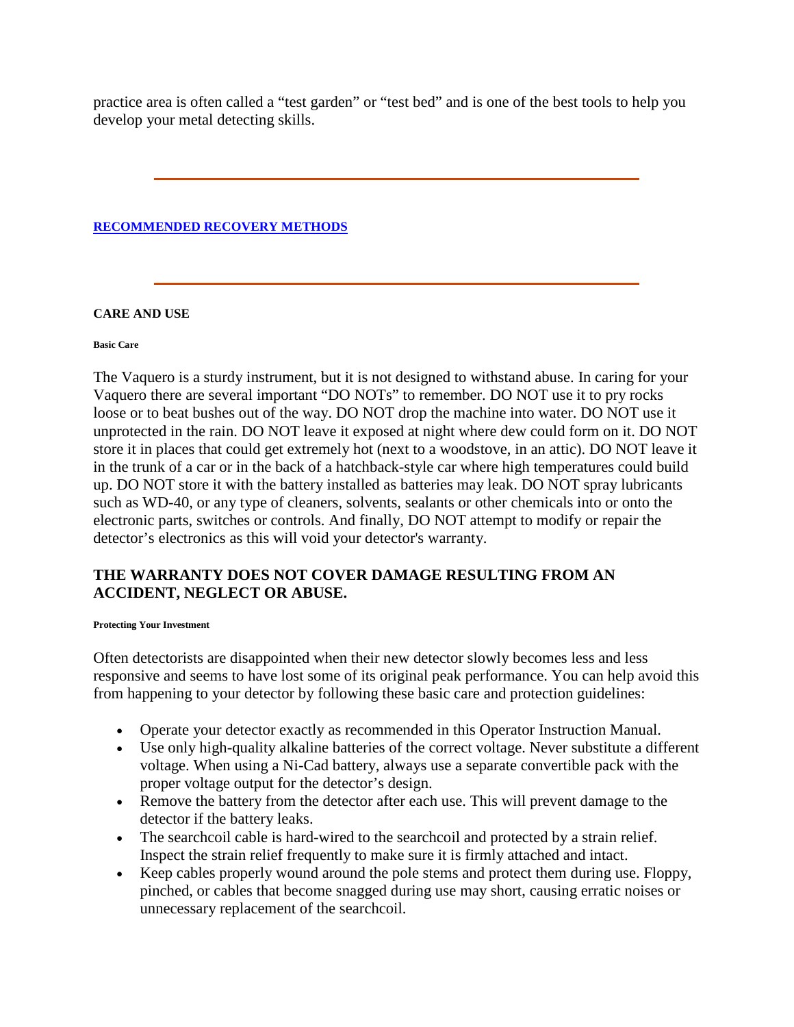practice area is often called a “test garden” or “test bed” and is one of the best tools to help you develop your metal detecting skills.

---

**RECOMMENDED RECOVERY METHODS**

---

### CARE AND USE

#### Basic Care

The Vaquero is a sturdy instrument, but it is not designed to withstand abuse. In caring for your Vaquero there are several important “DO NOTs” to remember. DO NOT use it to pry rocks loose or to beat bushes out of the way. DO NOT drop the machine into water. DO NOT use it unprotected in the rain. DO NOT leave it exposed at night where dew could form on it. DO NOT store it in places that could get extremely hot (next to a woodstove, in an attic). DO NOT leave it in the trunk of a car or in the back of a hatchback-style car where high temperatures could build up. DO NOT store it with the battery installed as batteries may leak. DO NOT spray lubricants such as WD-40, or any type of cleaners, solvents, sealants or other chemicals into or onto the electronic parts, switches or controls. And finally, DO NOT attempt to modify or repair the detector’s electronics as this will void your detector's warranty.

## THE WARRANTY DOES NOT COVER DAMAGE RESULTING FROM AN ACCIDENT, NEGLECT OR ABUSE.

#### Protecting Your Investment

Often detectorists are disappointed when their new detector slowly becomes less and less responsive and seems to have lost some of its original peak performance. You can help avoid this from happening to your detector by following these basic care and protection guidelines:

- Operate your detector exactly as recommended in this Operator Instruction Manual.
- Use only high-quality alkaline batteries of the correct voltage. Never substitute a different voltage. When using a Ni-Cad battery, always use a separate convertible pack with the proper voltage output for the detector’s design.
- Remove the battery from the detector after each use. This will prevent damage to the detector if the battery leaks.
- The searchcoil cable is hard-wired to the searchcoil and protected by a strain relief. Inspect the strain relief frequently to make sure it is firmly attached and intact.
- Keep cables properly wound around the pole stems and protect them during use. Floppy, pinched, or cables that become snagged during use may short, causing erratic noises or unnecessary replacement of the searchcoil.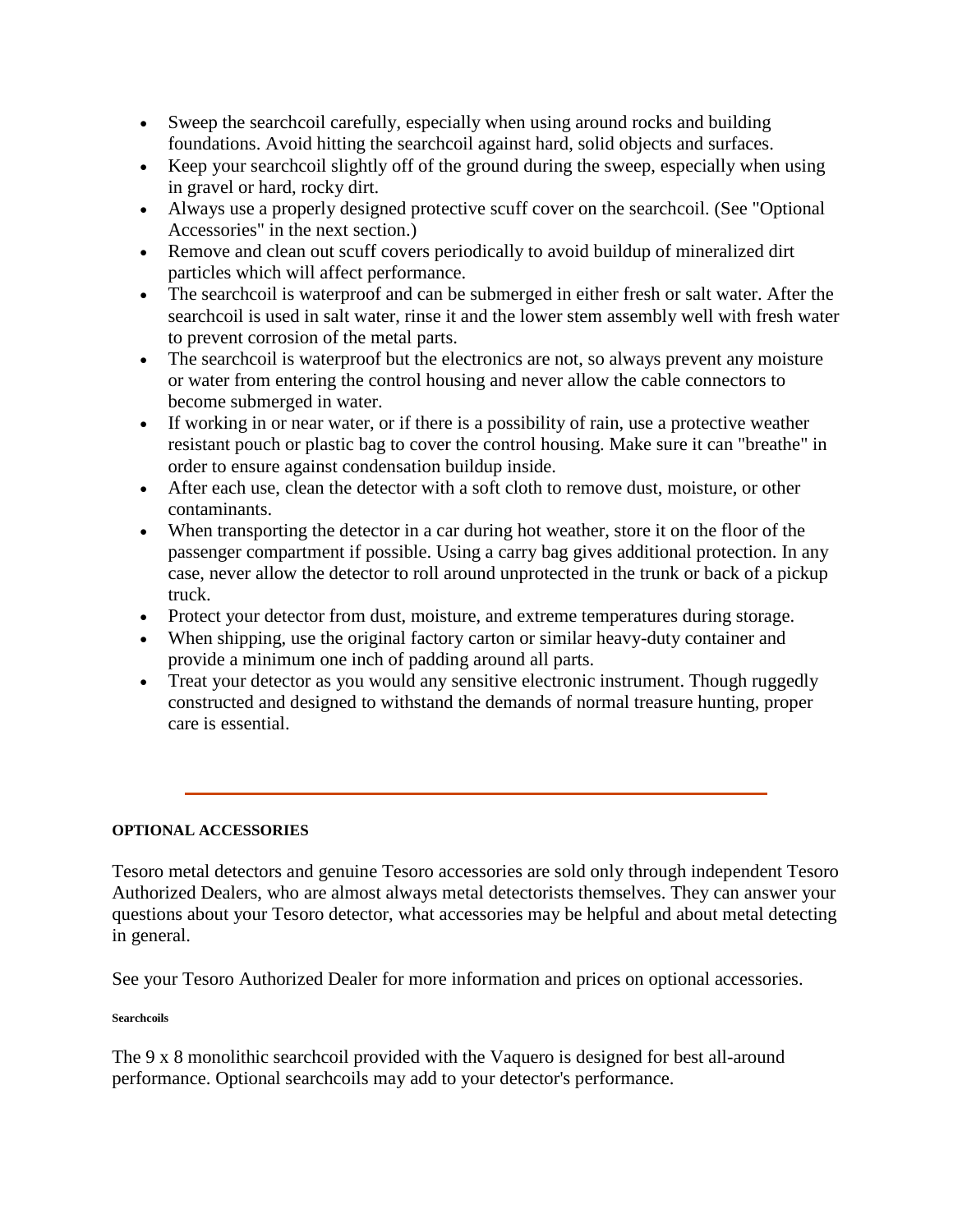- Sweep the searchcoil carefully, especially when using around rocks and building foundations. Avoid hitting the searchcoil against hard, solid objects and surfaces.
- Keep your searchcoil slightly off of the ground during the sweep, especially when using in gravel or hard, rocky dirt.
- Always use a properly designed protective scuff cover on the searchcoil. (See "Optional Accessories" in the next section.)
- Remove and clean out scuff covers periodically to avoid buildup of mineralized dirt particles which will affect performance.
- The searchcoil is waterproof and can be submerged in either fresh or salt water. After the searchcoil is used in salt water, rinse it and the lower stem assembly well with fresh water to prevent corrosion of the metal parts.
- The searchcoil is waterproof but the electronics are not, so always prevent any moisture or water from entering the control housing and never allow the cable connectors to become submerged in water.
- If working in or near water, or if there is a possibility of rain, use a protective weather resistant pouch or plastic bag to cover the control housing. Make sure it can "breathe" in order to ensure against condensation buildup inside.
- After each use, clean the detector with a soft cloth to remove dust, moisture, or other contaminants.
- When transporting the detector in a car during hot weather, store it on the floor of the passenger compartment if possible. Using a carry bag gives additional protection. In any case, never allow the detector to roll around unprotected in the trunk or back of a pickup truck.
- Protect your detector from dust, moisture, and extreme temperatures during storage.
- When shipping, use the original factory carton or similar heavy-duty container and provide a minimum one inch of padding around all parts.
- Treat your detector as you would any sensitive electronic instrument. Though ruggedly constructed and designed to withstand the demands of normal treasure hunting, proper care is essential.

---

## OPTIONAL ACCESSORIES

Tesoro metal detectors and genuine Tesoro accessories are sold only through independent Tesoro Authorized Dealers, who are almost always metal detectorists themselves. They can answer your questions about your Tesoro detector, what accessories may be helpful and about metal detecting in general.

See your Tesoro Authorized Dealer for more information and prices on optional accessories.

### Searchcoils

The 9 x 8 monolithic searchcoil provided with the Vaquero is designed for best all-around performance. Optional searchcoils may add to your detector's performance.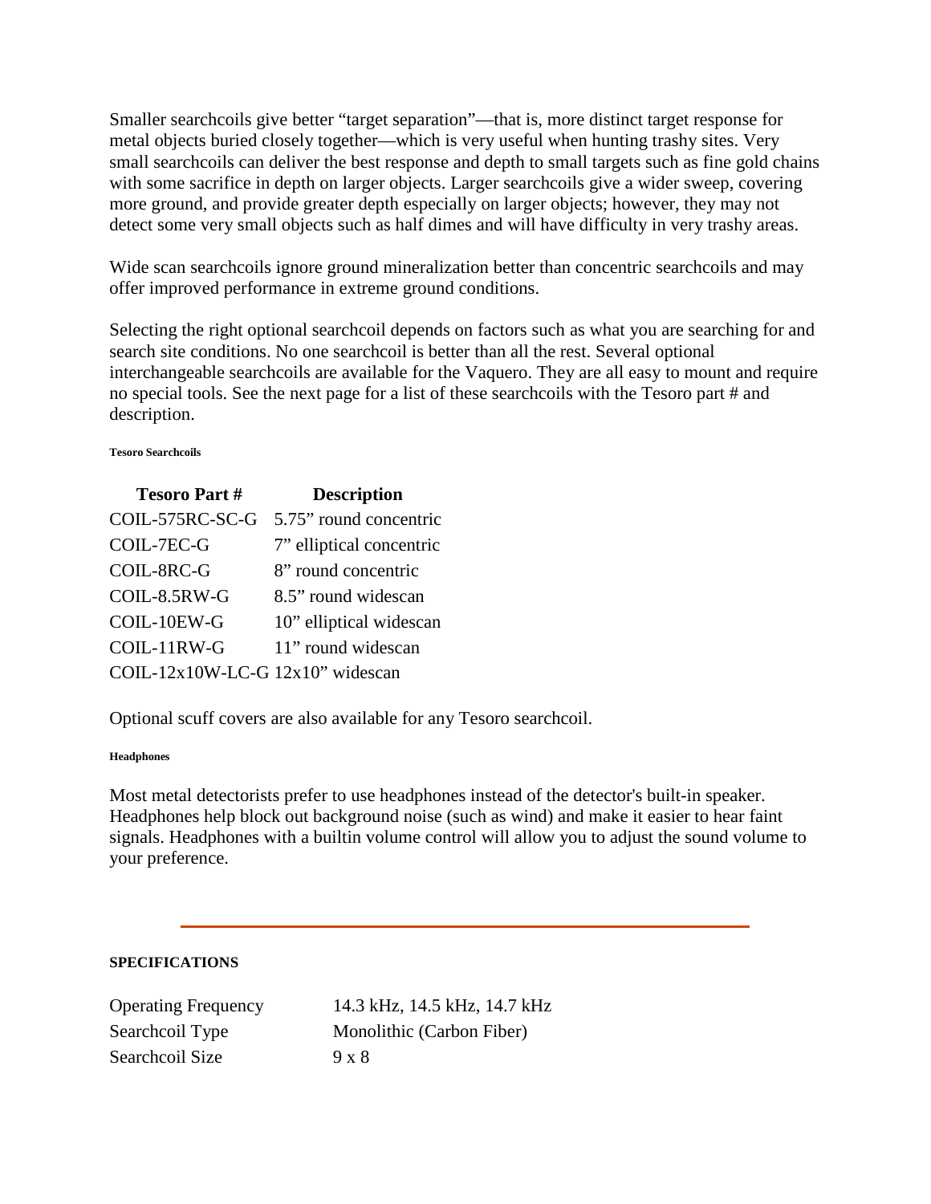Smaller searchcoils give better “target separation”—that is, more distinct target response for metal objects buried closely together—which is very useful when hunting trashy sites. Very small searchcoils can deliver the best response and depth to small targets such as fine gold chains with some sacrifice in depth on larger objects. Larger searchcoils give a wider sweep, covering more ground, and provide greater depth especially on larger objects; however, they may not detect some very small objects such as half dimes and will have difficulty in very trashy areas.

Wide scan searchcoils ignore ground mineralization better than concentric searchcoils and may offer improved performance in extreme ground conditions.

Selecting the right optional searchcoil depends on factors such as what you are searching for and search site conditions. No one searchcoil is better than all the rest. Several optional interchangeable searchcoils are available for the Vaquero. They are all easy to mount and require no special tools. See the next page for a list of these searchcoils with the Tesoro part # and description.

###### Tesoro Searchcoils

| Tesoro Part # | Description |
|---|---|
| COIL-575RC-SC-G | 5.75” round concentric |
| COIL-7EC-G | 7” elliptical concentric |
| COIL-8RC-G | 8” round concentric |
| COIL-8.5RW-G | 8.5” round widescan |
| COIL-10EW-G | 10” elliptical widescan |
| COIL-11RW-G | 11” round widescan |
| COIL-12x10W-LC-G | 12x10” widescan |

Optional scuff covers are also available for any Tesoro searchcoil.

###### Headphones

Most metal detectorists prefer to use headphones instead of the detector's built-in speaker. Headphones help block out background noise (such as wind) and make it easier to hear faint signals. Headphones with a builtin volume control will allow you to adjust the sound volume to your preference.

---

**SPECIFICATIONS**

| | |
|---|---|
| Operating Frequency | 14.3 kHz, 14.5 kHz, 14.7 kHz |
| Searchcoil Type | Monolithic (Carbon Fiber) |
| Searchcoil Size | 9 x 8 |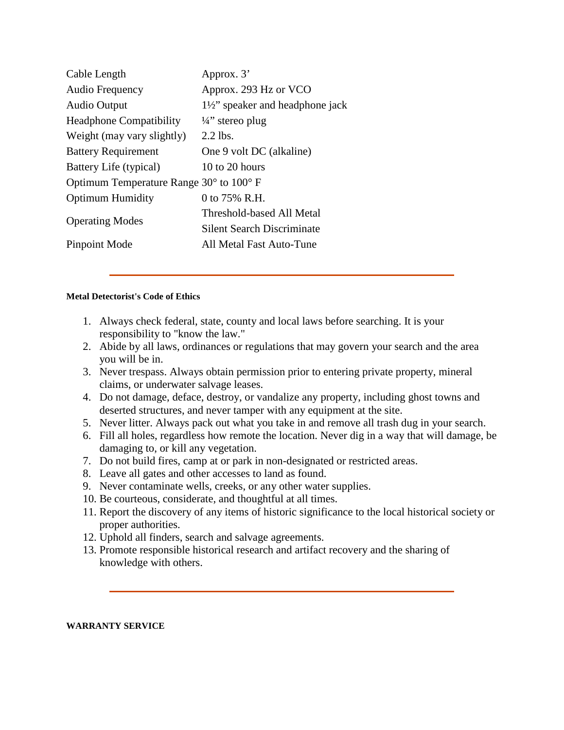| | |
|---|---|
| Cable Length | Approx. 3’ |
| Audio Frequency | Approx. 293 Hz or VCO |
| Audio Output | 1½” speaker and headphone jack |
| Headphone Compatibility | ¼” stereo plug |
| Weight (may vary slightly) | 2.2 lbs. |
| Battery Requirement | One 9 volt DC (alkaline) |
| Battery Life (typical) | 10 to 20 hours |
| Optimum Temperature Range | 30° to 100° F |
| Optimum Humidity | 0 to 75% R.H. |
| Operating Modes | Threshold-based All Metal<br>Silent Search Discriminate |
| Pinpoint Mode | All Metal Fast Auto-Tune |

---

**Metal Detectorist's Code of Ethics**

1. Always check federal, state, county and local laws before searching. It is your responsibility to "know the law."
2. Abide by all laws, ordinances or regulations that may govern your search and the area you will be in.
3. Never trespass. Always obtain permission prior to entering private property, mineral claims, or underwater salvage leases.
4. Do not damage, deface, destroy, or vandalize any property, including ghost towns and deserted structures, and never tamper with any equipment at the site.
5. Never litter. Always pack out what you take in and remove all trash dug in your search.
6. Fill all holes, regardless how remote the location. Never dig in a way that will damage, be damaging to, or kill any vegetation.
7. Do not build fires, camp at or park in non-designated or restricted areas.
8. Leave all gates and other accesses to land as found.
9. Never contaminate wells, creeks, or any other water supplies.
10. Be courteous, considerate, and thoughtful at all times.
11. Report the discovery of any items of historic significance to the local historical society or proper authorities.
12. Uphold all finders, search and salvage agreements.
13. Promote responsible historical research and artifact recovery and the sharing of knowledge with others.

---

**WARRANTY SERVICE**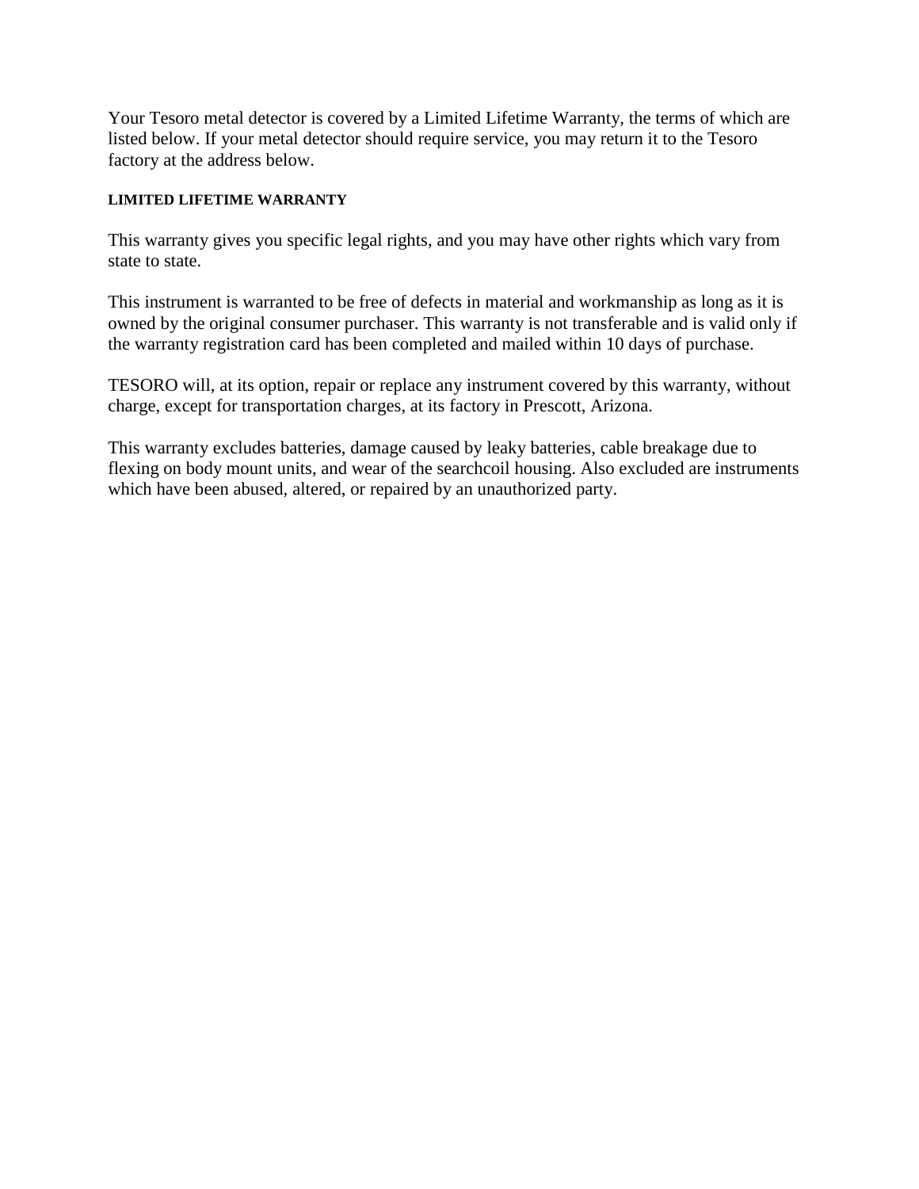Your Tesoro metal detector is covered by a Limited Lifetime Warranty, the terms of which are listed below. If your metal detector should require service, you may return it to the Tesoro factory at the address below.

#### LIMITED LIFETIME WARRANTY

This warranty gives you specific legal rights, and you may have other rights which vary from state to state.

This instrument is warranted to be free of defects in material and workmanship as long as it is owned by the original consumer purchaser. This warranty is not transferable and is valid only if the warranty registration card has been completed and mailed within 10 days of purchase.

TESORO will, at its option, repair or replace any instrument covered by this warranty, without charge, except for transportation charges, at its factory in Prescott, Arizona.

This warranty excludes batteries, damage caused by leaky batteries, cable breakage due to flexing on body mount units, and wear of the searchcoil housing. Also excluded are instruments which have been abused, altered, or repaired by an unauthorized party.